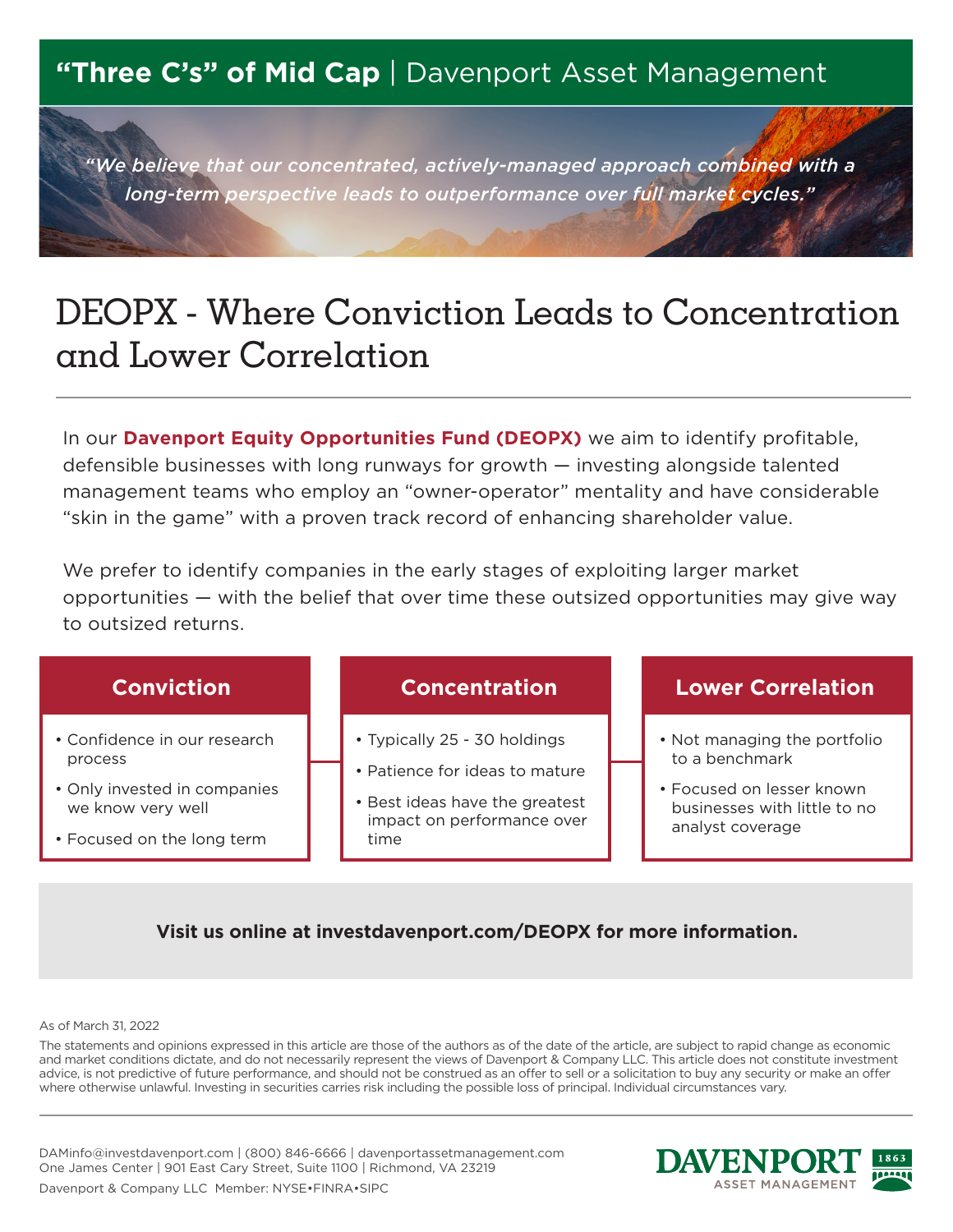# "Three C's" of Mid Cap | Davenport Asset Management

*"We believe that our concentrated, actively-managed approach combined with a long-term perspective leads to outperformance over full market cycles."*

## DEOPX - Where Conviction Leads to Concentration and Lower Correlation

In our **Davenport Equity Opportunities Fund (DEOPX)** we aim to identify profitable, defensible businesses with long runways for growth — investing alongside talented management teams who employ an "owner-operator" mentality and have considerable "skin in the game" with a proven track record of enhancing shareholder value.

We prefer to identify companies in the early stages of exploiting larger market opportunities — with the belief that over time these outsized opportunities may give way to outsized returns.

### Conviction

- Confidence in our research process
- Only invested in companies we know very well
- Focused on the long term

### Concentration

- Typically 25 - 30 holdings
- Patience for ideas to mature
- Best ideas have the greatest impact on performance over time

### Lower Correlation

- Not managing the portfolio to a benchmark
- Focused on lesser known businesses with little to no analyst coverage

**Visit us online at investdavenport.com/DEOPX for more information.**

As of March 31, 2022

The statements and opinions expressed in this article are those of the authors as of the date of the article, are subject to rapid change as economic and market conditions dictate, and do not necessarily represent the views of Davenport & Company LLC. This article does not constitute investment advice, is not predictive of future performance, and should not be construed as an offer to sell or a solicitation to buy any security or make an offer where otherwise unlawful. Investing in securities carries risk including the possible loss of principal. Individual circumstances vary.

DAMinfo@investdavenport.com | (800) 846-6666 | davenportassetmanagement.com
One James Center | 901 East Cary Street, Suite 1100 | Richmond, VA 23219

Davenport & Company LLC Member: NYSE•FINRA•SIPC

DAVENPORT ASSET MANAGEMENT 1863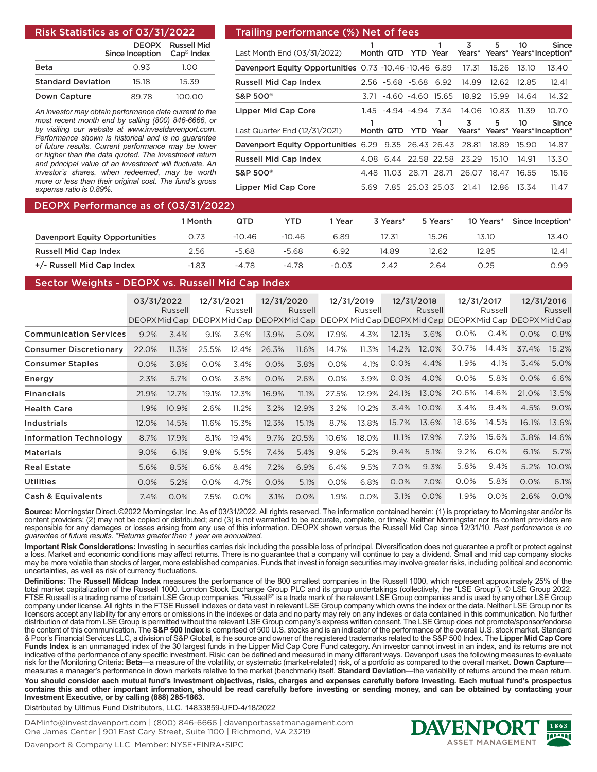## Risk Statistics as of 03/31/2022

| | DEOPX Since Inception | Russell Mid Cap® Index |
|---|---|---|
| Beta | 0.93 | 1.00 |
| Standard Deviation | 15.18 | 15.39 |
| Down Capture | 89.78 | 100.00 |

*An investor may obtain performance data current to the most recent month end by calling (800) 846-6666, or by visiting our website at www.investdavenport.com. Performance shown is historical and is no guarantee of future results. Current performance may be lower or higher than the data quoted. The investment return and principal value of an investment will fluctuate. An investor's shares, when redeemed, may be worth more or less than their original cost. The fund's gross expense ratio is 0.89%.*

## Trailing performance (%) Net of fees

| Last Month End (03/31/2022) | 1 Month | QTD | YTD | 1 Year | 3 Years* | 5 Years* | 10 Years* | Since Inception* |
|---|---|---|---|---|---|---|---|---|
| Davenport Equity Opportunities | 0.73 | -10.46 | -10.46 | 6.89 | 17.31 | 15.26 | 13.10 | 13.40 |
| Russell Mid Cap Index | 2.56 | -5.68 | -5.68 | 6.92 | 14.89 | 12.62 | 12.85 | 12.41 |
| S&P 500® | 3.71 | -4.60 | -4.60 | 15.65 | 18.92 | 15.99 | 14.64 | 14.32 |
| Lipper Mid Cap Core | 1.45 | -4.94 | -4.94 | 7.34 | 14.06 | 10.83 | 11.39 | 10.70 |
| **Last Quarter End (12/31/2021)** | **1 Month** | **QTD** | **YTD** | **1 Year** | **3 Years*** | **5 Years*** | **10 Years*** | **Since Inception*** |
| Davenport Equity Opportunities | 6.29 | 9.35 | 26.43 | 26.43 | 28.81 | 18.89 | 15.90 | 14.87 |
| Russell Mid Cap Index | 4.08 | 6.44 | 22.58 | 22.58 | 23.29 | 15.10 | 14.91 | 13.30 |
| S&P 500® | 4.48 | 11.03 | 28.71 | 28.71 | 26.07 | 18.47 | 16.55 | 15.16 |
| Lipper Mid Cap Core | 5.69 | 7.85 | 25.03 | 25.03 | 21.41 | 12.86 | 13.34 | 11.47 |

## DEOPX Performance as of (03/31/2022)

| | 1 Month | QTD | YTD | 1 Year | 3 Years* | 5 Years* | 10 Years* | Since Inception* |
|---|---|---|---|---|---|---|---|---|
| Davenport Equity Opportunities | 0.73 | -10.46 | -10.46 | 6.89 | 17.31 | 15.26 | 13.10 | 13.40 |
| Russell Mid Cap Index | 2.56 | -5.68 | -5.68 | 6.92 | 14.89 | 12.62 | 12.85 | 12.41 |
| +/- Russell Mid Cap Index | -1.83 | -4.78 | -4.78 | -0.03 | 2.42 | 2.64 | 0.25 | 0.99 |

## Sector Weights - DEOPX vs. Russell Mid Cap Index

| | 03/31/2022 | | 12/31/2021 | | 12/31/2020 | | 12/31/2019 | | 12/31/2018 | | 12/31/2017 | | 12/31/2016 | |
|---|---|---|---|---|---|---|---|---|---|---|---|---|---|---|
| | DEOPX | Russell Mid Cap | DEOPX | Russell Mid Cap | DEOPX | Russell Mid Cap | DEOPX | Russell Mid Cap | DEOPX | Russell Mid Cap | DEOPX | Russell Mid Cap | DEOPX | Russell Mid Cap |
| Communication Services | 9.2% | 3.4% | 9.1% | 3.6% | 13.9% | 5.0% | 17.9% | 4.3% | 12.1% | 3.6% | 0.0% | 0.4% | 0.0% | 0.8% |
| Consumer Discretionary | 22.0% | 11.3% | 25.5% | 12.4% | 26.3% | 11.6% | 14.7% | 11.3% | 14.2% | 12.0% | 30.7% | 14.4% | 37.4% | 15.2% |
| Consumer Staples | 0.0% | 3.8% | 0.0% | 3.4% | 0.0% | 3.8% | 0.0% | 4.1% | 0.0% | 4.4% | 1.9% | 4.1% | 3.4% | 5.0% |
| Energy | 2.3% | 5.7% | 0.0% | 3.8% | 0.0% | 2.6% | 0.0% | 3.9% | 0.0% | 4.0% | 0.0% | 5.8% | 0.0% | 6.6% |
| Financials | 21.9% | 12.7% | 19.1% | 12.3% | 16.9% | 11.1% | 27.5% | 12.9% | 24.1% | 13.0% | 20.6% | 14.6% | 21.0% | 13.5% |
| Health Care | 1.9% | 10.9% | 2.6% | 11.2% | 3.2% | 12.9% | 3.2% | 10.2% | 3.4% | 10.0% | 3.4% | 9.4% | 4.5% | 9.0% |
| Industrials | 12.0% | 14.5% | 11.6% | 15.3% | 12.3% | 15.1% | 8.7% | 13.8% | 15.7% | 13.6% | 18.6% | 14.5% | 16.1% | 13.6% |
| Information Technology | 8.7% | 17.9% | 8.1% | 19.4% | 9.7% | 20.5% | 10.6% | 18.0% | 11.1% | 17.9% | 7.9% | 15.6% | 3.8% | 14.6% |
| Materials | 9.0% | 6.1% | 9.8% | 5.5% | 7.4% | 5.4% | 9.8% | 5.2% | 9.4% | 5.1% | 9.2% | 6.0% | 6.1% | 5.7% |
| Real Estate | 5.6% | 8.5% | 6.6% | 8.4% | 7.2% | 6.9% | 6.4% | 9.5% | 7.0% | 9.3% | 5.8% | 9.4% | 5.2% | 10.0% |
| Utilities | 0.0% | 5.2% | 0.0% | 4.7% | 0.0% | 5.1% | 0.0% | 6.8% | 0.0% | 7.0% | 0.0% | 5.8% | 0.0% | 6.1% |
| Cash & Equivalents | 7.4% | 0.0% | 7.5% | 0.0% | 3.1% | 0.0% | 1.9% | 0.0% | 3.1% | 0.0% | 1.9% | 0.0% | 2.6% | 0.0% |

**Source:** Morningstar Direct. ©2022 Morningstar, Inc. As of 03/31/2022. All rights reserved. The information contained herein: (1) is proprietary to Morningstar and/or its content providers; (2) may not be copied or distributed; and (3) is not warranted to be accurate, complete, or timely. Neither Morningstar nor its content providers are responsible for any damages or losses arising from any use of this information. DEOPX shown versus the Russell Mid Cap since 12/31/10. *Past performance is no guarantee of future results. *Returns greater than 1 year are annualized.*

**Important Risk Considerations:** Investing in securities carries risk including the possible loss of principal. Diversification does not guarantee a profit or protect against a loss. Market and economic conditions may affect returns. There is no guarantee that a company will continue to pay a dividend. Small and mid cap company stocks may be more volatile than stocks of larger, more established companies. Funds that invest in foreign securities may involve greater risks, including political and economic uncertainties, as well as risk of currency fluctuations.

**Definitions:** The **Russell Midcap Index** measures the performance of the 800 smallest companies in the Russell 1000, which represent approximately 25% of the total market capitalization of the Russell 1000. London Stock Exchange Group PLC and its group undertakings (collectively, the "LSE Group"). © LSE Group 2022. FTSE Russell is a trading name of certain LSE Group companies. "Russell®" is a trade mark of the relevant LSE Group companies and is used by any other LSE Group company under license. All rights in the FTSE Russell indexes or data vest in relevant LSE Group company which owns the index or the data. Neither LSE Group nor its licensors accept any liability for any errors or omissions in the indexes or data and no party may rely on any indexes or data contained in this communication. No further distribution of data from LSE Group is permitted without the relevant LSE Group company's express written consent. The LSE Group does not promote/sponsor/endorse the content of this communication. The **S&P 500 Index** is comprised of 500 U.S. stocks and is an indicator of the performance of the overall U.S. stock market. Standard & Poor's Financial Services LLC, a division of S&P Global, is the source and owner of the registered trademarks related to the S&P 500 Index. The **Lipper Mid Cap Core Funds Index** is an unmanaged index of the 30 largest funds in the Lipper Mid Cap Core Fund category. An investor cannot invest in an index, and its returns are not indicative of the performance of any specific investment. Risk: can be defined and measured in many different ways. Davenport uses the following measures to evaluate risk for the Monitoring Criteria: **Beta**—a measure of the volatility, or systematic (market-related) risk, of a portfolio as compared to the overall market. **Down Capture**—measures a manager's performance in down markets relative to the market (benchmark) itself. **Standard Deviation**—the variability of returns around the mean return.

**You should consider each mutual fund's investment objectives, risks, charges and expenses carefully before investing. Each mutual fund's prospectus contains this and other important information, should be read carefully before investing or sending money, and can be obtained by contacting your Investment Executive, or by calling (888) 285-1863.**

Distributed by Ultimus Fund Distributors, LLC. 14833859-UFD-4/18/2022

DAMinfo@investdavenport.com | (800) 846-6666 | davenportassetmanagement.com
One James Center | 901 East Cary Street, Suite 1100 | Richmond, VA 23219

Davenport & Company LLC Member: NYSE•FINRA•SIPC

DAVENPORT ASSET MANAGEMENT 1863